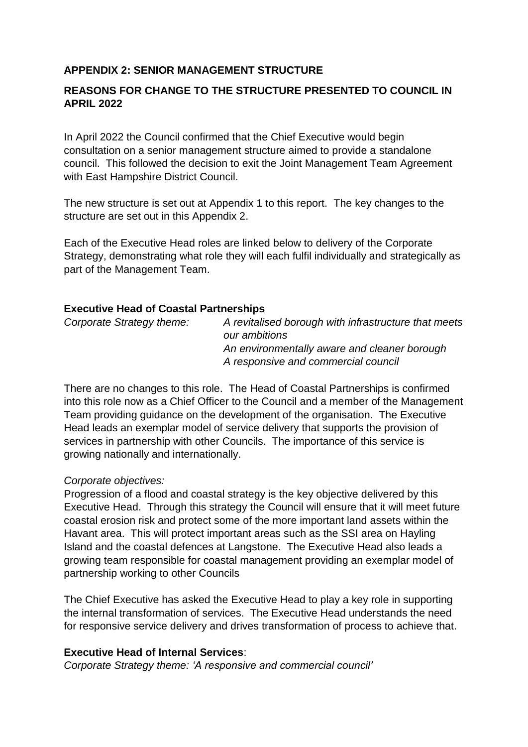**APPENDIX 2: SENIOR MANAGEMENT STRUCTURE**

**REASONS FOR CHANGE TO THE STRUCTURE PRESENTED TO COUNCIL IN APRIL 2022**

In April 2022 the Council confirmed that the Chief Executive would begin consultation on a senior management structure aimed to provide a standalone council. This followed the decision to exit the Joint Management Team Agreement with East Hampshire District Council.

The new structure is set out at Appendix 1 to this report. The key changes to the structure are set out in this Appendix 2.

Each of the Executive Head roles are linked below to delivery of the Corporate Strategy, demonstrating what role they will each fulfil individually and strategically as part of the Management Team.

**Executive Head of Coastal Partnerships**

*Corporate Strategy theme:* *A revitalised borough with infrastructure that meets our ambitions*
*An environmentally aware and cleaner borough*
*A responsive and commercial council*

There are no changes to this role. The Head of Coastal Partnerships is confirmed into this role now as a Chief Officer to the Council and a member of the Management Team providing guidance on the development of the organisation. The Executive Head leads an exemplar model of service delivery that supports the provision of services in partnership with other Councils. The importance of this service is growing nationally and internationally.

*Corporate objectives:*

Progression of a flood and coastal strategy is the key objective delivered by this Executive Head. Through this strategy the Council will ensure that it will meet future coastal erosion risk and protect some of the more important land assets within the Havant area. This will protect important areas such as the SSI area on Hayling Island and the coastal defences at Langstone. The Executive Head also leads a growing team responsible for coastal management providing an exemplar model of partnership working to other Councils

The Chief Executive has asked the Executive Head to play a key role in supporting the internal transformation of services. The Executive Head understands the need for responsive service delivery and drives transformation of process to achieve that.

**Executive Head of Internal Services**:

*Corporate Strategy theme: 'A responsive and commercial council'*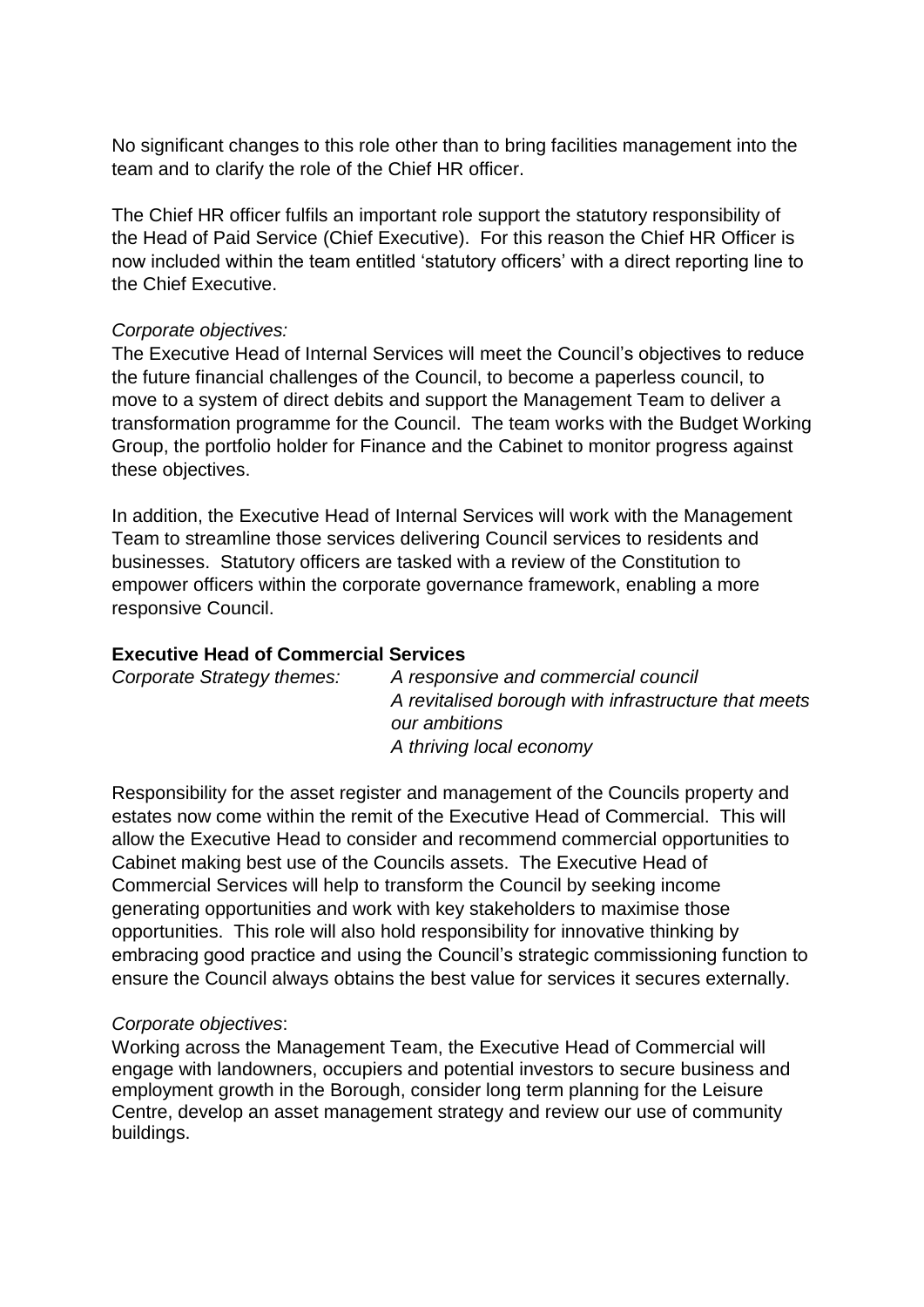No significant changes to this role other than to bring facilities management into the team and to clarify the role of the Chief HR officer.

The Chief HR officer fulfils an important role support the statutory responsibility of the Head of Paid Service (Chief Executive). For this reason the Chief HR Officer is now included within the team entitled 'statutory officers' with a direct reporting line to the Chief Executive.

*Corporate objectives:*
The Executive Head of Internal Services will meet the Council's objectives to reduce the future financial challenges of the Council, to become a paperless council, to move to a system of direct debits and support the Management Team to deliver a transformation programme for the Council. The team works with the Budget Working Group, the portfolio holder for Finance and the Cabinet to monitor progress against these objectives.

In addition, the Executive Head of Internal Services will work with the Management Team to streamline those services delivering Council services to residents and businesses. Statutory officers are tasked with a review of the Constitution to empower officers within the corporate governance framework, enabling a more responsive Council.

**Executive Head of Commercial Services**

*Corporate Strategy themes:* *A responsive and commercial council*
*A revitalised borough with infrastructure that meets our ambitions*
*A thriving local economy*

Responsibility for the asset register and management of the Councils property and estates now come within the remit of the Executive Head of Commercial. This will allow the Executive Head to consider and recommend commercial opportunities to Cabinet making best use of the Councils assets. The Executive Head of Commercial Services will help to transform the Council by seeking income generating opportunities and work with key stakeholders to maximise those opportunities. This role will also hold responsibility for innovative thinking by embracing good practice and using the Council's strategic commissioning function to ensure the Council always obtains the best value for services it secures externally.

*Corporate objectives*:
Working across the Management Team, the Executive Head of Commercial will engage with landowners, occupiers and potential investors to secure business and employment growth in the Borough, consider long term planning for the Leisure Centre, develop an asset management strategy and review our use of community buildings.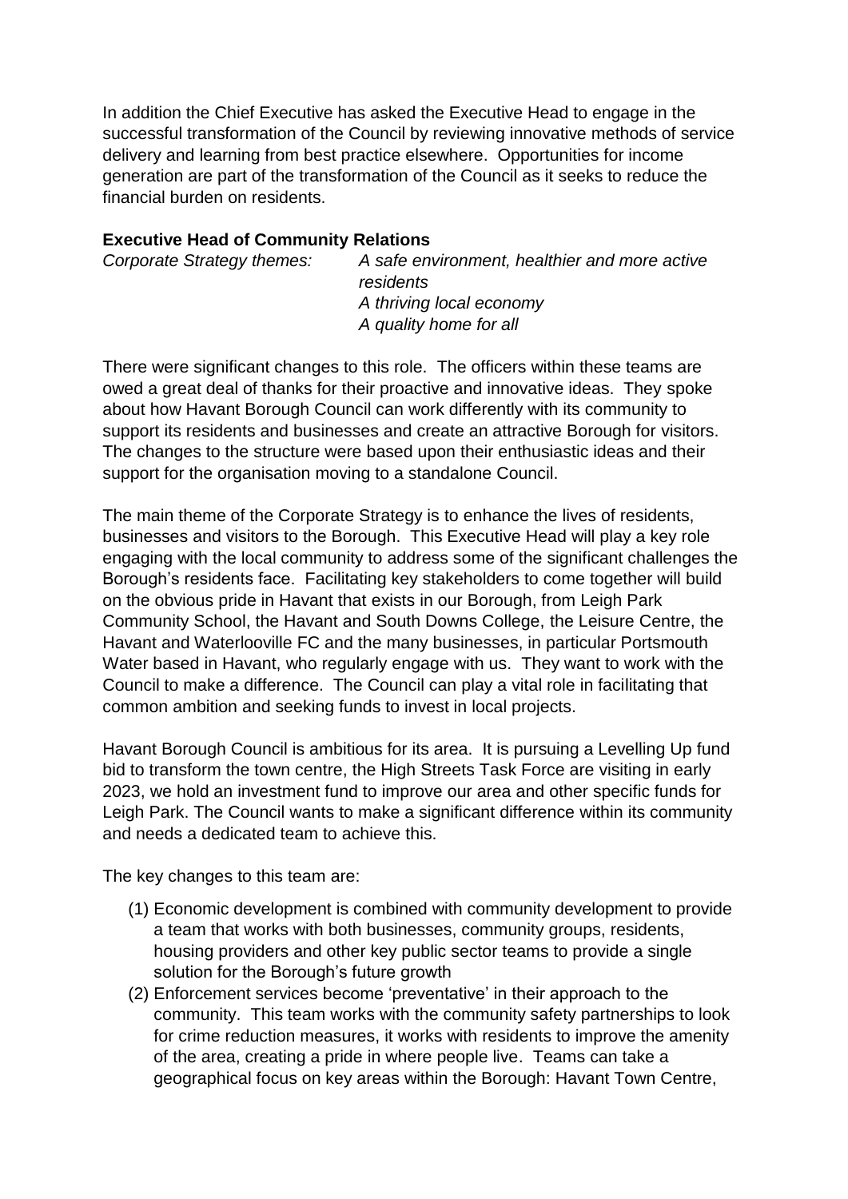In addition the Chief Executive has asked the Executive Head to engage in the successful transformation of the Council by reviewing innovative methods of service delivery and learning from best practice elsewhere. Opportunities for income generation are part of the transformation of the Council as it seeks to reduce the financial burden on residents.

**Executive Head of Community Relations**

*Corporate Strategy themes:* *A safe environment, healthier and more active residents*
*A thriving local economy*
*A quality home for all*

There were significant changes to this role. The officers within these teams are owed a great deal of thanks for their proactive and innovative ideas. They spoke about how Havant Borough Council can work differently with its community to support its residents and businesses and create an attractive Borough for visitors. The changes to the structure were based upon their enthusiastic ideas and their support for the organisation moving to a standalone Council.

The main theme of the Corporate Strategy is to enhance the lives of residents, businesses and visitors to the Borough. This Executive Head will play a key role engaging with the local community to address some of the significant challenges the Borough's residents face. Facilitating key stakeholders to come together will build on the obvious pride in Havant that exists in our Borough, from Leigh Park Community School, the Havant and South Downs College, the Leisure Centre, the Havant and Waterlooville FC and the many businesses, in particular Portsmouth Water based in Havant, who regularly engage with us. They want to work with the Council to make a difference. The Council can play a vital role in facilitating that common ambition and seeking funds to invest in local projects.

Havant Borough Council is ambitious for its area. It is pursuing a Levelling Up fund bid to transform the town centre, the High Streets Task Force are visiting in early 2023, we hold an investment fund to improve our area and other specific funds for Leigh Park. The Council wants to make a significant difference within its community and needs a dedicated team to achieve this.

The key changes to this team are:

(1) Economic development is combined with community development to provide a team that works with both businesses, community groups, residents, housing providers and other key public sector teams to provide a single solution for the Borough's future growth
(2) Enforcement services become 'preventative' in their approach to the community. This team works with the community safety partnerships to look for crime reduction measures, it works with residents to improve the amenity of the area, creating a pride in where people live. Teams can take a geographical focus on key areas within the Borough: Havant Town Centre,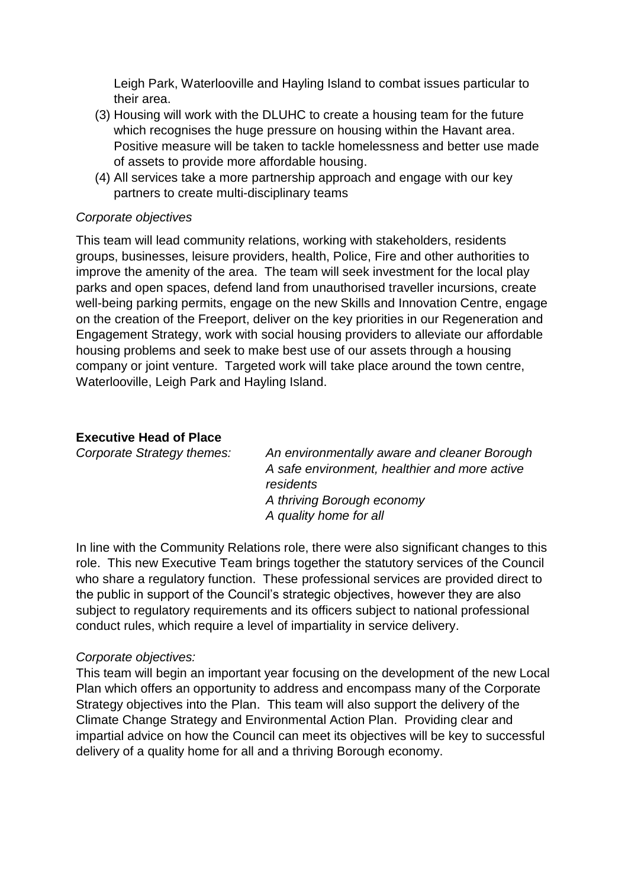Leigh Park, Waterlooville and Hayling Island to combat issues particular to their area.

(3) Housing will work with the DLUHC to create a housing team for the future which recognises the huge pressure on housing within the Havant area. Positive measure will be taken to tackle homelessness and better use made of assets to provide more affordable housing.

(4) All services take a more partnership approach and engage with our key partners to create multi-disciplinary teams

*Corporate objectives*

This team will lead community relations, working with stakeholders, residents groups, businesses, leisure providers, health, Police, Fire and other authorities to improve the amenity of the area. The team will seek investment for the local play parks and open spaces, defend land from unauthorised traveller incursions, create well-being parking permits, engage on the new Skills and Innovation Centre, engage on the creation of the Freeport, deliver on the key priorities in our Regeneration and Engagement Strategy, work with social housing providers to alleviate our affordable housing problems and seek to make best use of our assets through a housing company or joint venture. Targeted work will take place around the town centre, Waterlooville, Leigh Park and Hayling Island.

**Executive Head of Place**

*Corporate Strategy themes:* *An environmentally aware and cleaner Borough*
*A safe environment, healthier and more active residents*
*A thriving Borough economy*
*A quality home for all*

In line with the Community Relations role, there were also significant changes to this role. This new Executive Team brings together the statutory services of the Council who share a regulatory function. These professional services are provided direct to the public in support of the Council's strategic objectives, however they are also subject to regulatory requirements and its officers subject to national professional conduct rules, which require a level of impartiality in service delivery.

*Corporate objectives:*

This team will begin an important year focusing on the development of the new Local Plan which offers an opportunity to address and encompass many of the Corporate Strategy objectives into the Plan. This team will also support the delivery of the Climate Change Strategy and Environmental Action Plan. Providing clear and impartial advice on how the Council can meet its objectives will be key to successful delivery of a quality home for all and a thriving Borough economy.